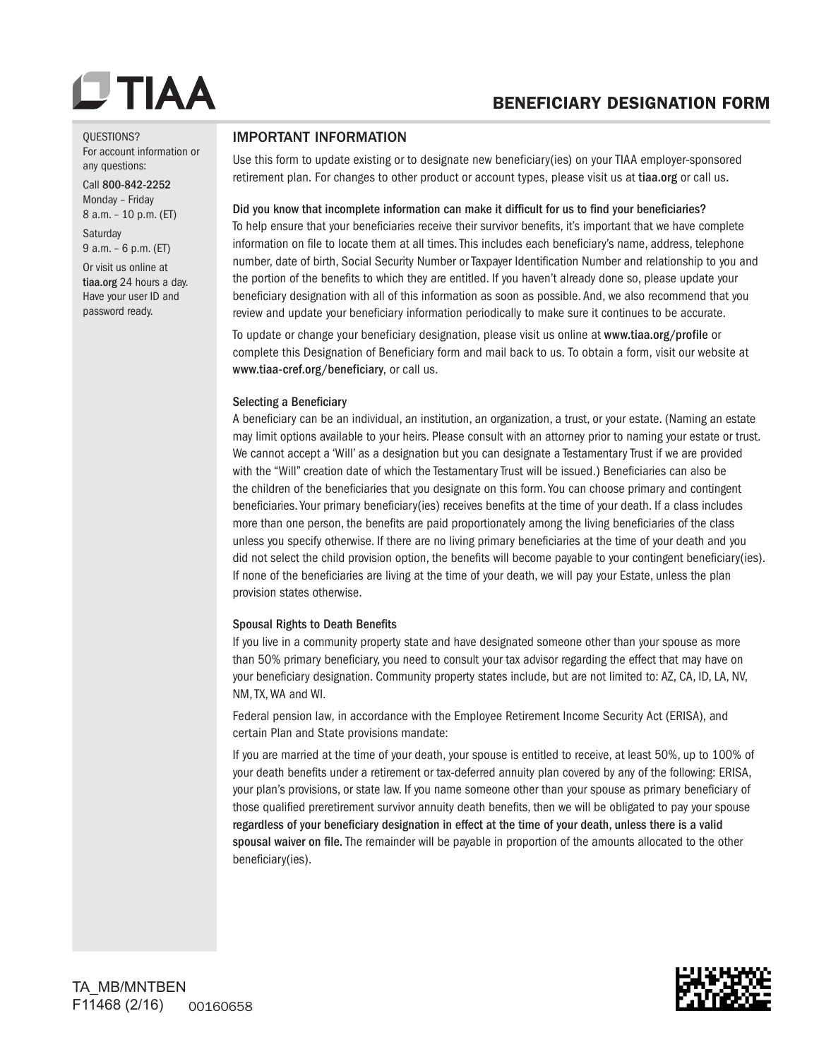# TIAA

## BENEFICIARY DESIGNATION FORM

QUESTIONS?
For account information or any questions:

Call **800-842-2252**
Monday – Friday
8 a.m. – 10 p.m. (ET)

Saturday
9 a.m. – 6 p.m. (ET)

Or visit us online at **tiaa.org** 24 hours a day. Have your user ID and password ready.

## IMPORTANT INFORMATION

Use this form to update existing or to designate new beneficiary(ies) on your TIAA employer-sponsored retirement plan. For changes to other product or account types, please visit us at **tiaa.org** or call us.

**Did you know that incomplete information can make it difficult for us to find your beneficiaries?**
To help ensure that your beneficiaries receive their survivor benefits, it's important that we have complete information on file to locate them at all times. This includes each beneficiary's name, address, telephone number, date of birth, Social Security Number or Taxpayer Identification Number and relationship to you and the portion of the benefits to which they are entitled. If you haven't already done so, please update your beneficiary designation with all of this information as soon as possible. And, we also recommend that you review and update your beneficiary information periodically to make sure it continues to be accurate.

To update or change your beneficiary designation, please visit us online at **www.tiaa.org/profile** or complete this Designation of Beneficiary form and mail back to us. To obtain a form, visit our website at **www.tiaa-cref.org/beneficiary**, or call us.

### Selecting a Beneficiary

A beneficiary can be an individual, an institution, an organization, a trust, or your estate. (Naming an estate may limit options available to your heirs. Please consult with an attorney prior to naming your estate or trust. We cannot accept a 'Will' as a designation but you can designate a Testamentary Trust if we are provided with the "Will" creation date of which the Testamentary Trust will be issued.) Beneficiaries can also be the children of the beneficiaries that you designate on this form. You can choose primary and contingent beneficiaries. Your primary beneficiary(ies) receives benefits at the time of your death. If a class includes more than one person, the benefits are paid proportionately among the living beneficiaries of the class unless you specify otherwise. If there are no living primary beneficiaries at the time of your death and you did not select the child provision option, the benefits will become payable to your contingent beneficiary(ies). If none of the beneficiaries are living at the time of your death, we will pay your Estate, unless the plan provision states otherwise.

### Spousal Rights to Death Benefits

If you live in a community property state and have designated someone other than your spouse as more than 50% primary beneficiary, you need to consult your tax advisor regarding the effect that may have on your beneficiary designation. Community property states include, but are not limited to: AZ, CA, ID, LA, NV, NM, TX, WA and WI.

Federal pension law, in accordance with the Employee Retirement Income Security Act (ERISA), and certain Plan and State provisions mandate:

If you are married at the time of your death, your spouse is entitled to receive, at least 50%, up to 100% of your death benefits under a retirement or tax-deferred annuity plan covered by any of the following: ERISA, your plan's provisions, or state law. If you name someone other than your spouse as primary beneficiary of those qualified preretirement survivor annuity death benefits, then we will be obligated to pay your spouse **regardless of your beneficiary designation in effect at the time of your death, unless there is a valid spousal waiver on file.** The remainder will be payable in proportion of the amounts allocated to the other beneficiary(ies).

TA_MB/MNTBEN
F11468 (2/16) 00160658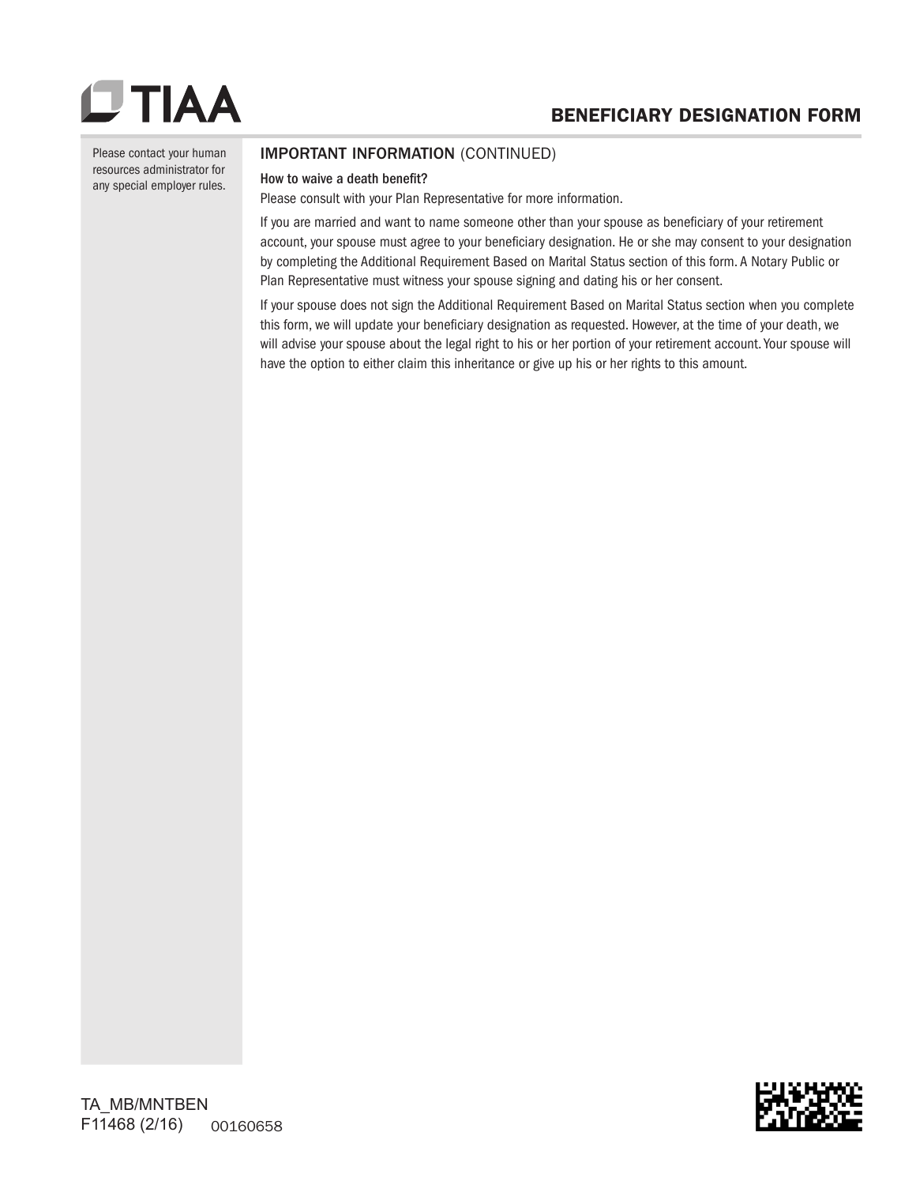Please contact your human resources administrator for any special employer rules.

## IMPORTANT INFORMATION (CONTINUED)

**How to waive a death benefit?**

Please consult with your Plan Representative for more information.

If you are married and want to name someone other than your spouse as beneficiary of your retirement account, your spouse must agree to your beneficiary designation. He or she may consent to your designation by completing the Additional Requirement Based on Marital Status section of this form. A Notary Public or Plan Representative must witness your spouse signing and dating his or her consent.

If your spouse does not sign the Additional Requirement Based on Marital Status section when you complete this form, we will update your beneficiary designation as requested. However, at the time of your death, we will advise your spouse about the legal right to his or her portion of your retirement account. Your spouse will have the option to either claim this inheritance or give up his or her rights to this amount.

TA_MB/MNTBEN
F11468 (2/16) 00160658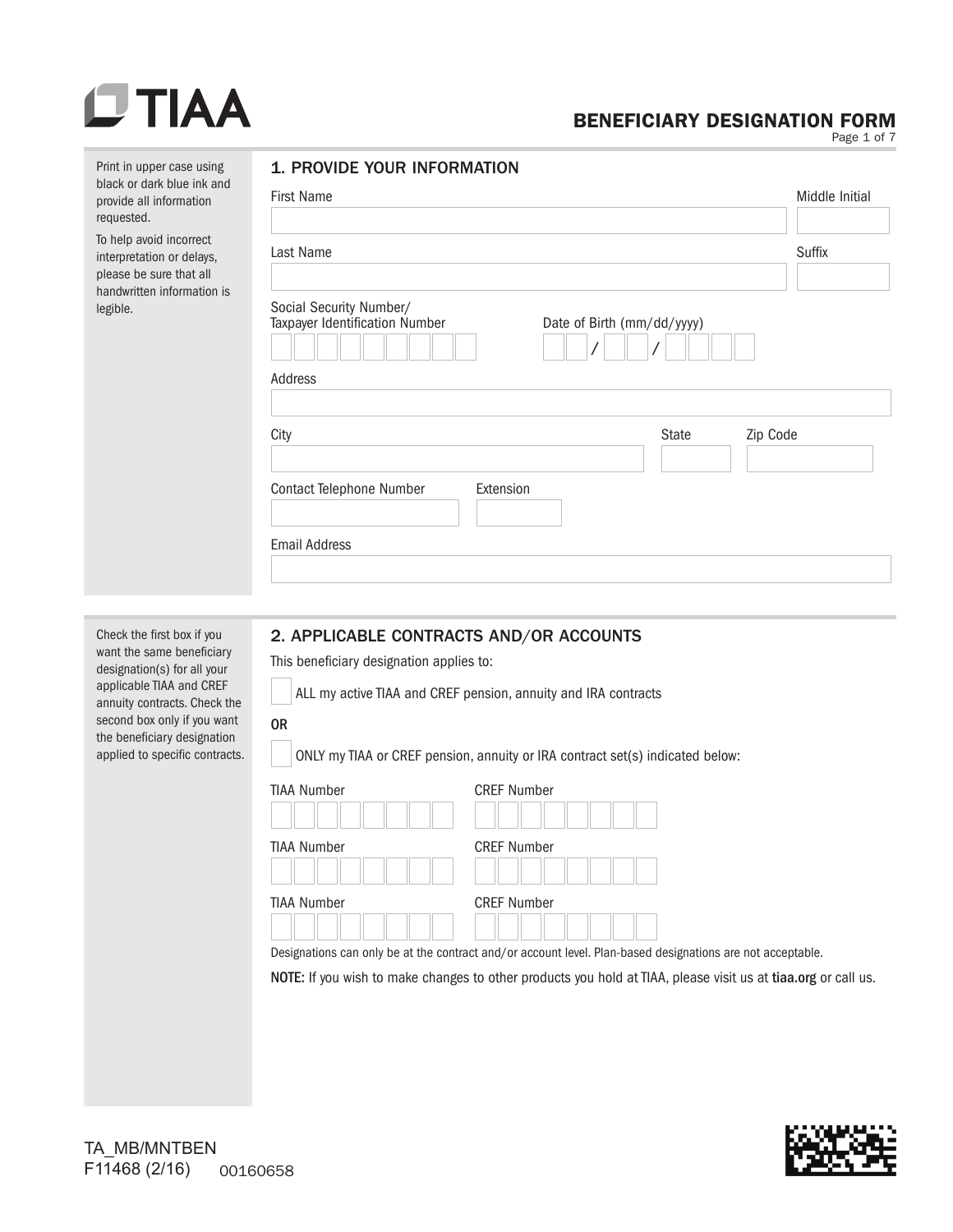TIAA

# BENEFICIARY DESIGNATION FORM

Print in upper case using black or dark blue ink and provide all information requested.

To help avoid incorrect interpretation or delays, please be sure that all handwritten information is legible.

## 1. PROVIDE YOUR INFORMATION

First Name

Middle Initial

Last Name

Suffix

Social Security Number/ Taxpayer Identification Number

Date of Birth (mm/dd/yyyy)

Address

City

State

Zip Code

Contact Telephone Number

Extension

Email Address

Check the first box if you want the same beneficiary designation(s) for all your applicable TIAA and CREF annuity contracts. Check the second box only if you want the beneficiary designation applied to specific contracts.

## 2. APPLICABLE CONTRACTS AND/OR ACCOUNTS

This beneficiary designation applies to:

☐ ALL my active TIAA and CREF pension, annuity and IRA contracts

OR

☐ ONLY my TIAA or CREF pension, annuity or IRA contract set(s) indicated below:

| TIAA Number | CREF Number |
|---|---|
| | |
| | |
| | |

Designations can only be at the contract and/or account level. Plan-based designations are not acceptable.

**NOTE:** If you wish to make changes to other products you hold at TIAA, please visit us at **tiaa.org** or call us.

TA_MB/MNTBEN
F11468 (2/16) 00160658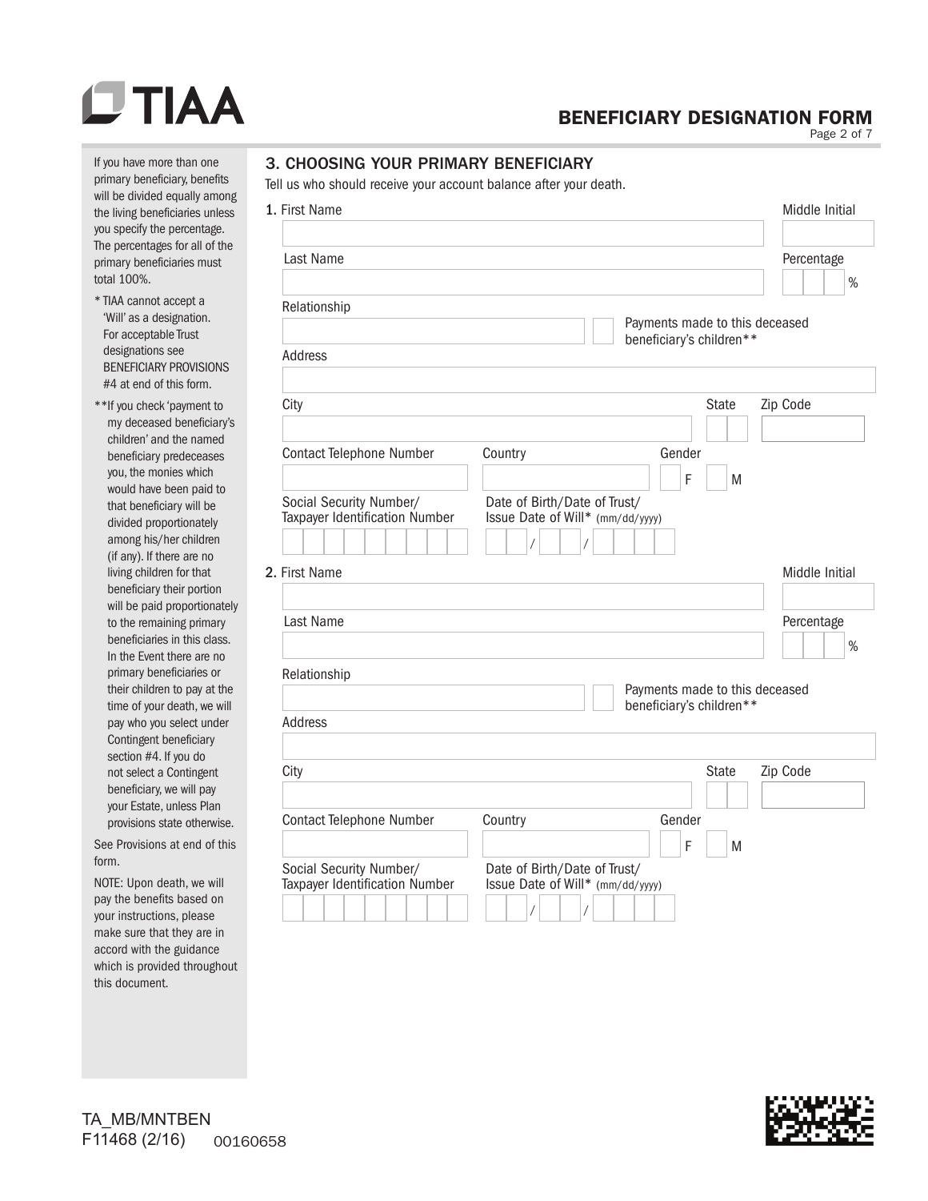# TIAA

## BENEFICIARY DESIGNATION FORM

If you have more than one primary beneficiary, benefits will be divided equally among the living beneficiaries unless you specify the percentage. The percentages for all of the primary beneficiaries must total 100%.

\* TIAA cannot accept a 'Will' as a designation. For acceptable Trust designations see BENEFICIARY PROVISIONS #4 at end of this form.

\*\*If you check 'payment to my deceased beneficiary's children' and the named beneficiary predeceases you, the monies which would have been paid to that beneficiary will be divided proportionately among his/her children (if any). If there are no living children for that beneficiary their portion will be paid proportionately to the remaining primary beneficiaries in this class. In the Event there are no primary beneficiaries or their children to pay at the time of your death, we will pay who you select under Contingent beneficiary section #4. If you do not select a Contingent beneficiary, we will pay your Estate, unless Plan provisions state otherwise.

See Provisions at end of this form.

NOTE: Upon death, we will pay the benefits based on your instructions, please make sure that they are in accord with the guidance which is provided throughout this document.

### 3. CHOOSING YOUR PRIMARY BENEFICIARY

Tell us who should receive your account balance after your death.

**1.** First Name ____________________ Middle Initial ____

Last Name ____________________ Percentage ____ %

Relationship ____________________ ☐ Payments made to this deceased beneficiary's children**

Address ____________________

City ____________________ State ____ Zip Code ____

Contact Telephone Number ____________ Country ____________ Gender ☐ F ☐ M

Social Security Number/ Taxpayer Identification Number ____________

Date of Birth/Date of Trust/ Issue Date of Will* (mm/dd/yyyy) __ / __ / ____

**2.** First Name ____________________ Middle Initial ____

Last Name ____________________ Percentage ____ %

Relationship ____________________ ☐ Payments made to this deceased beneficiary's children**

Address ____________________

City ____________________ State ____ Zip Code ____

Contact Telephone Number ____________ Country ____________ Gender ☐ F ☐ M

Social Security Number/ Taxpayer Identification Number ____________

Date of Birth/Date of Trust/ Issue Date of Will* (mm/dd/yyyy) __ / __ / ____

TA_MB/MNTBEN
F11468 (2/16) 00160658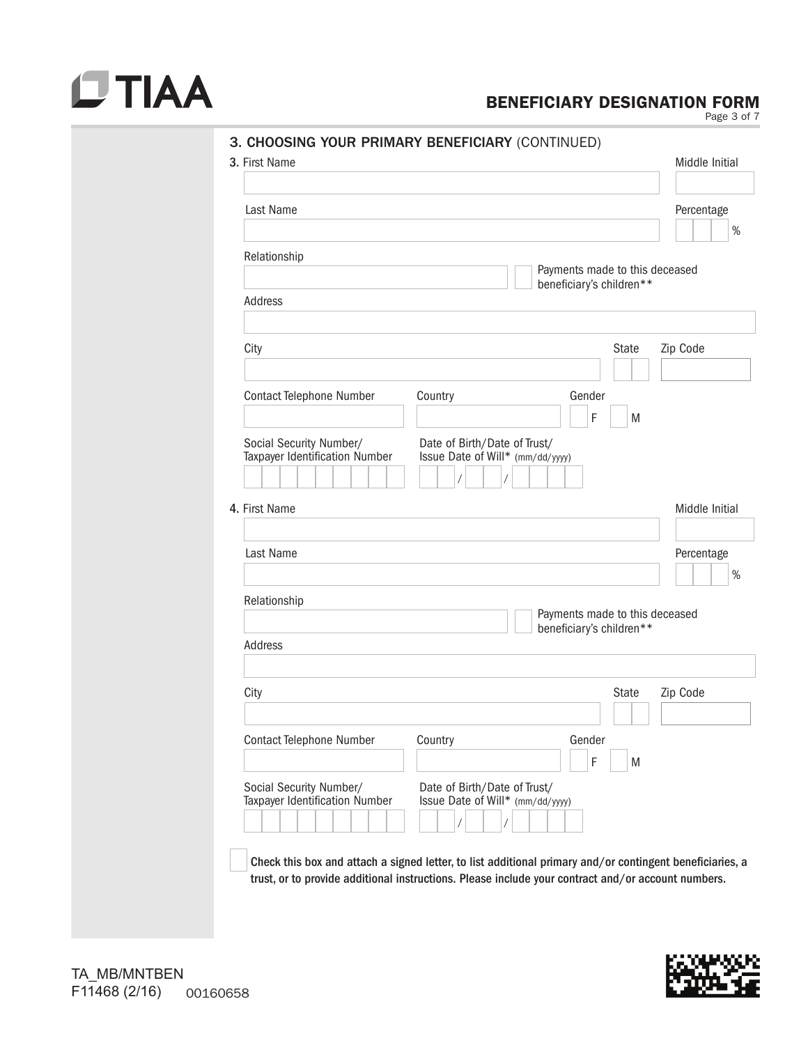## 3. CHOOSING YOUR PRIMARY BENEFICIARY (CONTINUED)

**3.** First Name _______________ Middle Initial ___

Last Name _______________ Percentage ___ %

Relationship _______________ ☐ Payments made to this deceased beneficiary's children**

Address _______________

City _______________ State ___ Zip Code ___

Contact Telephone Number ___ Country ___ Gender ☐ F ☐ M

Social Security Number/ Taxpayer Identification Number ___

Date of Birth/Date of Trust/ Issue Date of Will* (mm/dd/yyyy) ___/___/___

**4.** First Name _______________ Middle Initial ___

Last Name _______________ Percentage ___ %

Relationship _______________ ☐ Payments made to this deceased beneficiary's children**

Address _______________

City _______________ State ___ Zip Code ___

Contact Telephone Number ___ Country ___ Gender ☐ F ☐ M

Social Security Number/ Taxpayer Identification Number ___

Date of Birth/Date of Trust/ Issue Date of Will* (mm/dd/yyyy) ___/___/___

☐ **Check this box and attach a signed letter, to list additional primary and/or contingent beneficiaries, a trust, or to provide additional instructions. Please include your contract and/or account numbers.**

TA_MB/MNTBEN
F11468 (2/16) 00160658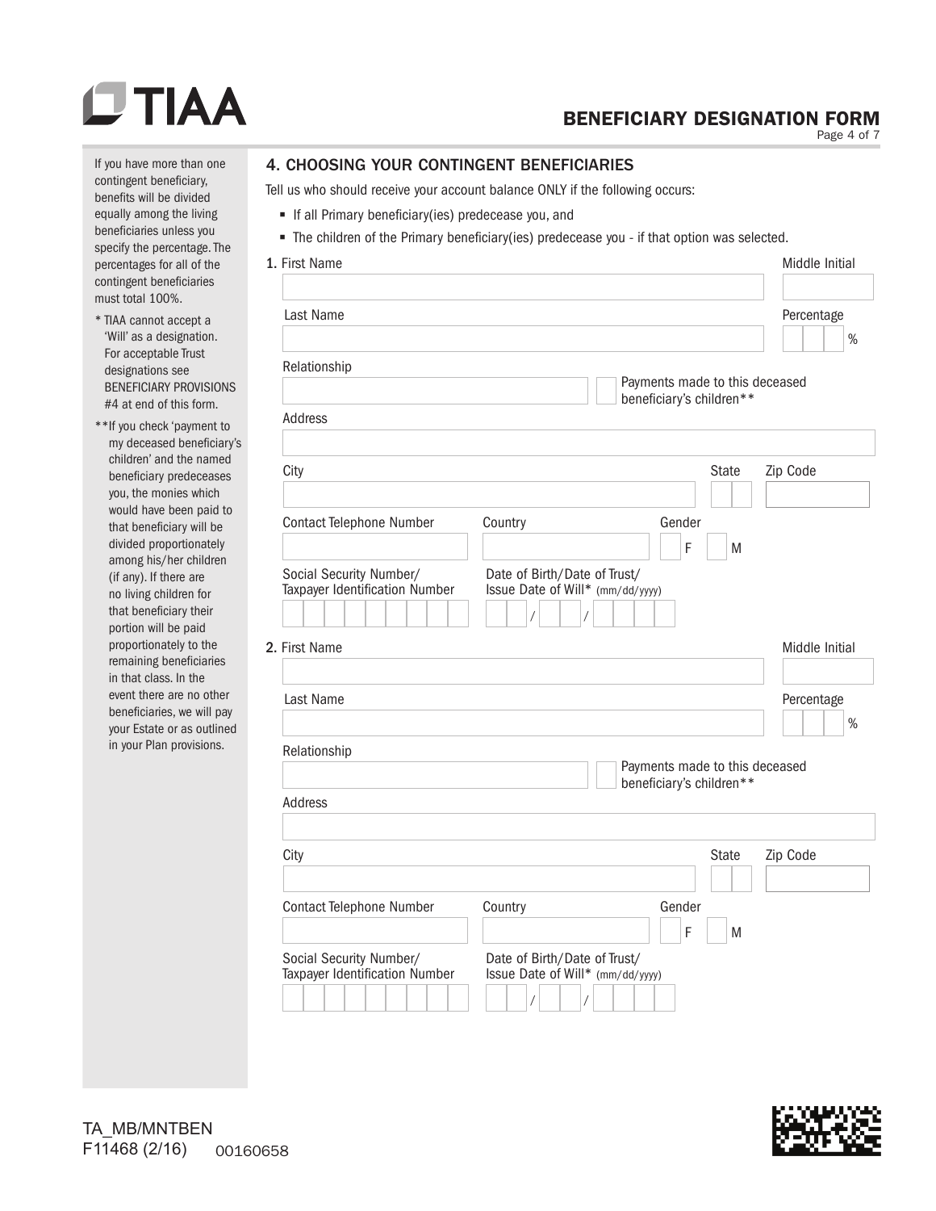# TIAA

## BENEFICIARY DESIGNATION FORM

If you have more than one contingent beneficiary, benefits will be divided equally among the living beneficiaries unless you specify the percentage. The percentages for all of the contingent beneficiaries must total 100%.

\* TIAA cannot accept a 'Will' as a designation. For acceptable Trust designations see BENEFICIARY PROVISIONS #4 at end of this form.

\*\*If you check 'payment to my deceased beneficiary's children' and the named beneficiary predeceases you, the monies which would have been paid to that beneficiary will be divided proportionately among his/her children (if any). If there are no living children for that beneficiary their portion will be paid proportionately to the remaining beneficiaries in that class. In the event there are no other beneficiaries, we will pay your Estate or as outlined in your Plan provisions.

### 4. CHOOSING YOUR CONTINGENT BENEFICIARIES

Tell us who should receive your account balance ONLY if the following occurs:

- If all Primary beneficiary(ies) predecease you, and
- The children of the Primary beneficiary(ies) predecease you - if that option was selected.

**1.** First Name ______________________ Middle Initial ______

Last Name ______________________ Percentage ______ %

Relationship ______________________ ☐ Payments made to this deceased beneficiary's children\*\*

Address ______________________

City ______________________ State ______ Zip Code ______

Contact Telephone Number ______ Country ______ Gender ☐ F ☐ M

Social Security Number/Taxpayer Identification Number ______

Date of Birth/Date of Trust/Issue Date of Will\* (mm/dd/yyyy) ____/____/______

**2.** First Name ______________________ Middle Initial ______

Last Name ______________________ Percentage ______ %

Relationship ______________________ ☐ Payments made to this deceased beneficiary's children\*\*

Address ______________________

City ______________________ State ______ Zip Code ______

Contact Telephone Number ______ Country ______ Gender ☐ F ☐ M

Social Security Number/Taxpayer Identification Number ______

Date of Birth/Date of Trust/Issue Date of Will\* (mm/dd/yyyy) ____/____/______

TA_MB/MNTBEN
F11468 (2/16) 00160658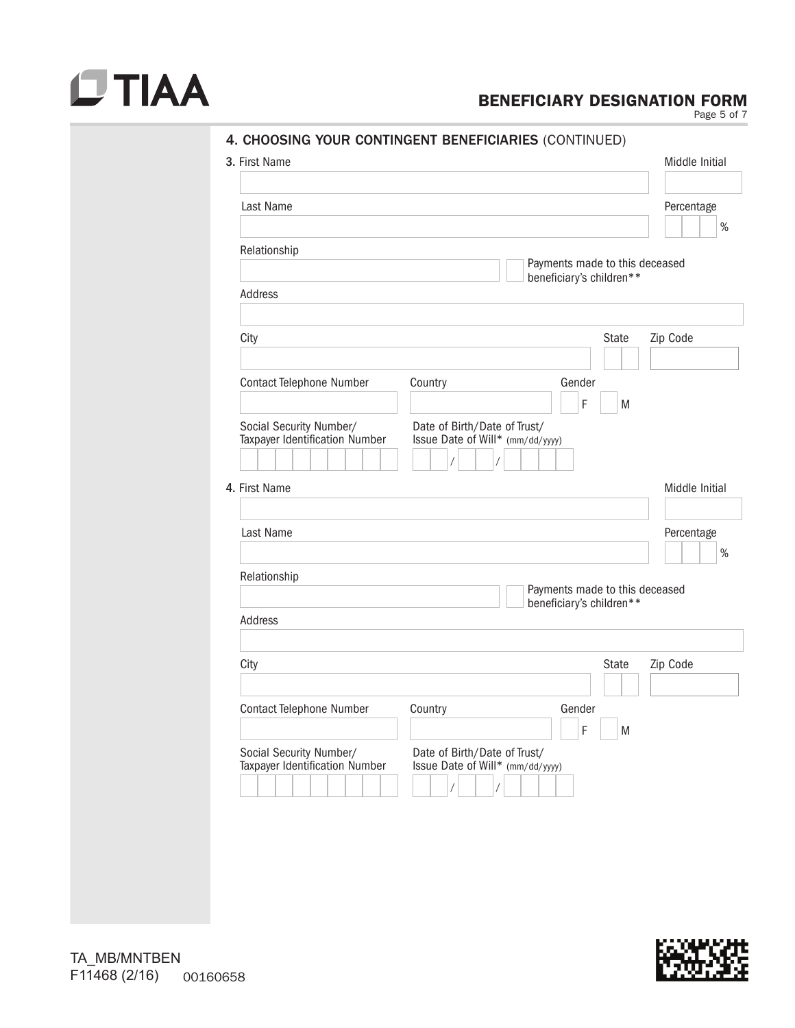## 4. CHOOSING YOUR CONTINGENT BENEFICIARIES (CONTINUED)

**3.** First Name ______________________ Middle Initial ____

Last Name ______________________ Percentage ____ %

Relationship ______________________ ☐ Payments made to this deceased beneficiary's children**

Address ______________________

City ______________________ State ____ Zip Code ____

Contact Telephone Number ____________ Country ____________ Gender ☐ F ☐ M

Social Security Number/ Taxpayer Identification Number ____________

Date of Birth/Date of Trust/ Issue Date of Will* (mm/dd/yyyy) ___ / ___ / _____

**4.** First Name ______________________ Middle Initial ____

Last Name ______________________ Percentage ____ %

Relationship ______________________ ☐ Payments made to this deceased beneficiary's children**

Address ______________________

City ______________________ State ____ Zip Code ____

Contact Telephone Number ____________ Country ____________ Gender ☐ F ☐ M

Social Security Number/ Taxpayer Identification Number ____________

Date of Birth/Date of Trust/ Issue Date of Will* (mm/dd/yyyy) ___ / ___ / _____

TA_MB/MNTBEN
F11468 (2/16) 00160658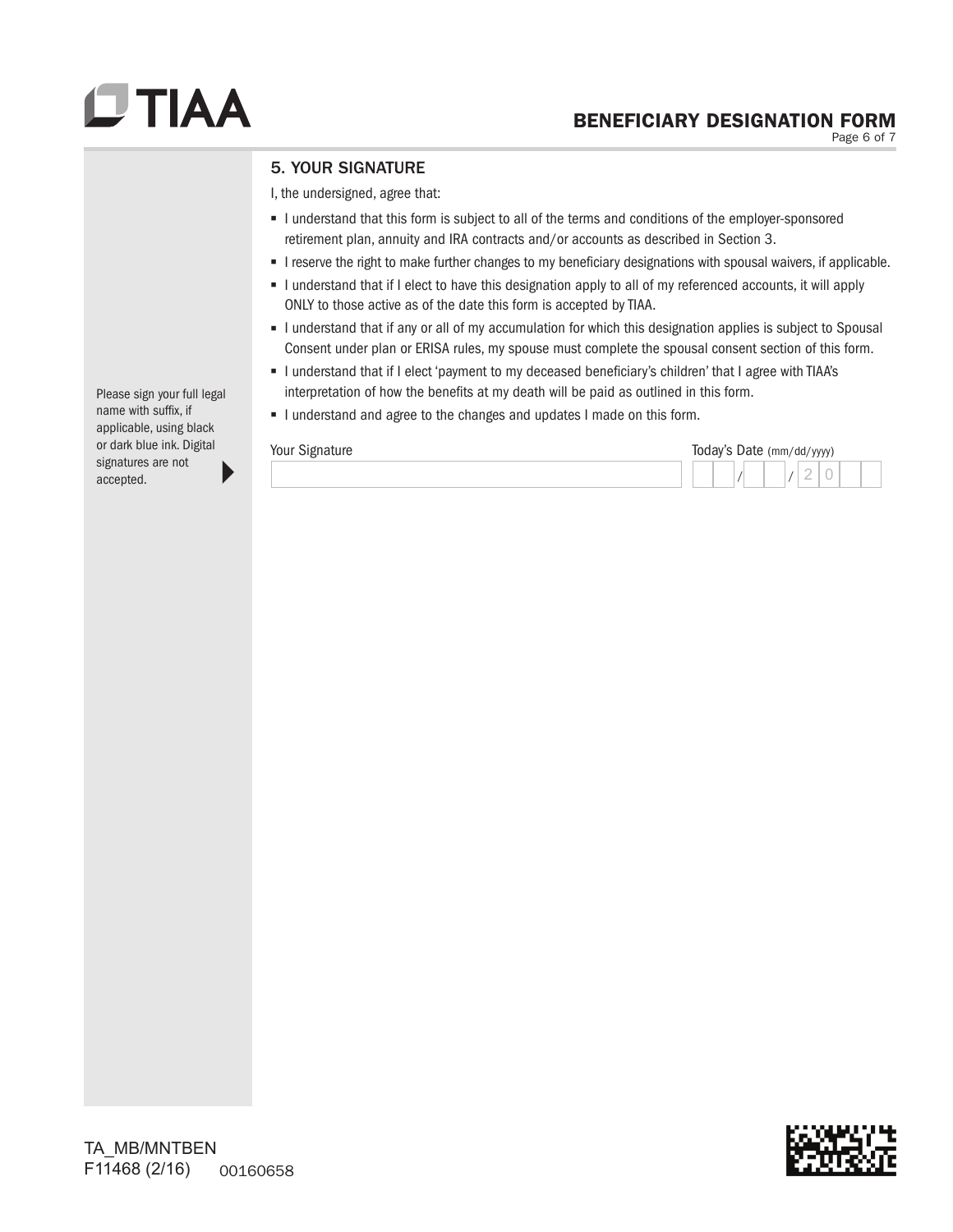## 5. YOUR SIGNATURE

I, the undersigned, agree that:

- I understand that this form is subject to all of the terms and conditions of the employer-sponsored retirement plan, annuity and IRA contracts and/or accounts as described in Section 3.
- I reserve the right to make further changes to my beneficiary designations with spousal waivers, if applicable.
- I understand that if I elect to have this designation apply to all of my referenced accounts, it will apply ONLY to those active as of the date this form is accepted by TIAA.
- I understand that if any or all of my accumulation for which this designation applies is subject to Spousal Consent under plan or ERISA rules, my spouse must complete the spousal consent section of this form.
- I understand that if I elect 'payment to my deceased beneficiary's children' that I agree with TIAA's interpretation of how the benefits at my death will be paid as outlined in this form.
- I understand and agree to the changes and updates I made on this form.

Please sign your full legal name with suffix, if applicable, using black or dark blue ink. Digital signatures are not accepted.

Your Signature ______________________

Today's Date (mm/dd/yyyy) __ __ / __ __ / 2 0 __ __

TA_MB/MNTBEN
F11468 (2/16) 00160658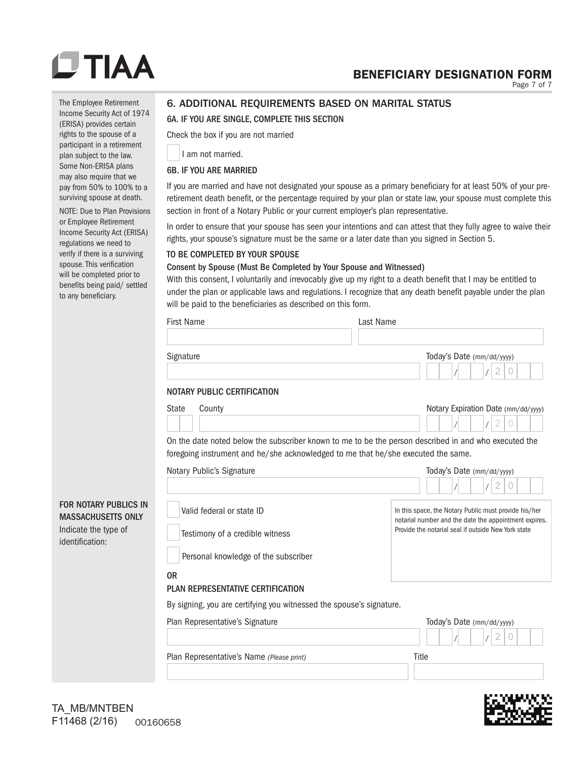# TIAA

## BENEFICIARY DESIGNATION FORM

The Employee Retirement Income Security Act of 1974 (ERISA) provides certain rights to the spouse of a participant in a retirement plan subject to the law. Some Non-ERISA plans may also require that we pay from 50% to 100% to a surviving spouse at death.

NOTE: Due to Plan Provisions or Employee Retirement Income Security Act (ERISA) regulations we need to verify if there is a surviving spouse. This verification will be completed prior to benefits being paid/ settled to any beneficiary.

## 6. ADDITIONAL REQUIREMENTS BASED ON MARITAL STATUS

### 6A. IF YOU ARE SINGLE, COMPLETE THIS SECTION

Check the box if you are not married

☐ I am not married.

### 6B. IF YOU ARE MARRIED

If you are married and have not designated your spouse as a primary beneficiary for at least 50% of your pre-retirement death benefit, or the percentage required by your plan or state law, your spouse must complete this section in front of a Notary Public or your current employer's plan representative.

In order to ensure that your spouse has seen your intentions and can attest that they fully agree to waive their rights, your spouse's signature must be the same or a later date than you signed in Section 5.

### TO BE COMPLETED BY YOUR SPOUSE

**Consent by Spouse (Must Be Completed by Your Spouse and Witnessed)**

With this consent, I voluntarily and irrevocably give up my right to a death benefit that I may be entitled to under the plan or applicable laws and regulations. I recognize that any death benefit payable under the plan will be paid to the beneficiaries as described on this form.

First Name ______________________ Last Name ______________________

Signature ______________________ Today's Date (mm/dd/yyyy) __ __ / __ __ / 2 0 __ __

### NOTARY PUBLIC CERTIFICATION

State __ __ County ______________________ Notary Expiration Date (mm/dd/yyyy) __ __ / __ __ / 2 0 __ __

On the date noted below the subscriber known to me to be the person described in and who executed the foregoing instrument and he/she acknowledged to me that he/she executed the same.

Notary Public's Signature ______________________ Today's Date (mm/dd/yyyy) __ __ / __ __ / 2 0 __ __

**FOR NOTARY PUBLICS IN MASSACHUSETTS ONLY**

Indicate the type of identification:

☐ Valid federal or state ID

☐ Testimony of a credible witness

☐ Personal knowledge of the subscriber

In this space, the Notary Public must provide his/her notarial number and the date the appointment expires. Provide the notarial seal if outside New York state

**OR**

### PLAN REPRESENTATIVE CERTIFICATION

By signing, you are certifying you witnessed the spouse's signature.

Plan Representative's Signature ______________________ Today's Date (mm/dd/yyyy) __ __ / __ __ / 2 0 __ __

Plan Representative's Name *(Please print)* ______________________ Title ______________________

TA_MB/MNTBEN
F11468 (2/16) 00160658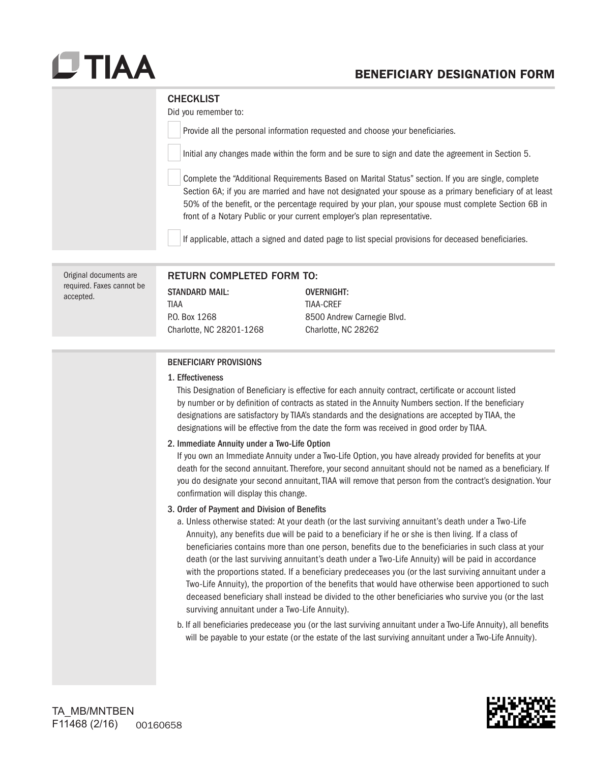# TIAA

## BENEFICIARY DESIGNATION FORM

### CHECKLIST

Did you remember to:

- [ ] Provide all the personal information requested and choose your beneficiaries.
- [ ] Initial any changes made within the form and be sure to sign and date the agreement in Section 5.
- [ ] Complete the "Additional Requirements Based on Marital Status" section. If you are single, complete Section 6A; if you are married and have not designated your spouse as a primary beneficiary of at least 50% of the benefit, or the percentage required by your plan, your spouse must complete Section 6B in front of a Notary Public or your current employer's plan representative.
- [ ] If applicable, attach a signed and dated page to list special provisions for deceased beneficiaries.

Original documents are required. Faxes cannot be accepted.

### RETURN COMPLETED FORM TO:

**STANDARD MAIL:**
TIAA
P.O. Box 1268
Charlotte, NC 28201-1268

**OVERNIGHT:**
TIAA-CREF
8500 Andrew Carnegie Blvd.
Charlotte, NC 28262

### BENEFICIARY PROVISIONS

**1. Effectiveness**

This Designation of Beneficiary is effective for each annuity contract, certificate or account listed by number or by definition of contracts as stated in the Annuity Numbers section. If the beneficiary designations are satisfactory by TIAA's standards and the designations are accepted by TIAA, the designations will be effective from the date the form was received in good order by TIAA.

**2. Immediate Annuity under a Two-Life Option**

If you own an Immediate Annuity under a Two-Life Option, you have already provided for benefits at your death for the second annuitant. Therefore, your second annuitant should not be named as a beneficiary. If you do designate your second annuitant, TIAA will remove that person from the contract's designation. Your confirmation will display this change.

**3. Order of Payment and Division of Benefits**

a. Unless otherwise stated: At your death (or the last surviving annuitant's death under a Two-Life Annuity), any benefits due will be paid to a beneficiary if he or she is then living. If a class of beneficiaries contains more than one person, benefits due to the beneficiaries in such class at your death (or the last surviving annuitant's death under a Two-Life Annuity) will be paid in accordance with the proportions stated. If a beneficiary predeceases you (or the last surviving annuitant under a Two-Life Annuity), the proportion of the benefits that would have otherwise been apportioned to such deceased beneficiary shall instead be divided to the other beneficiaries who survive you (or the last surviving annuitant under a Two-Life Annuity).

b. If all beneficiaries predecease you (or the last surviving annuitant under a Two-Life Annuity), all benefits will be payable to your estate (or the estate of the last surviving annuitant under a Two-Life Annuity).

TA_MB/MNTBEN
F11468 (2/16) 00160658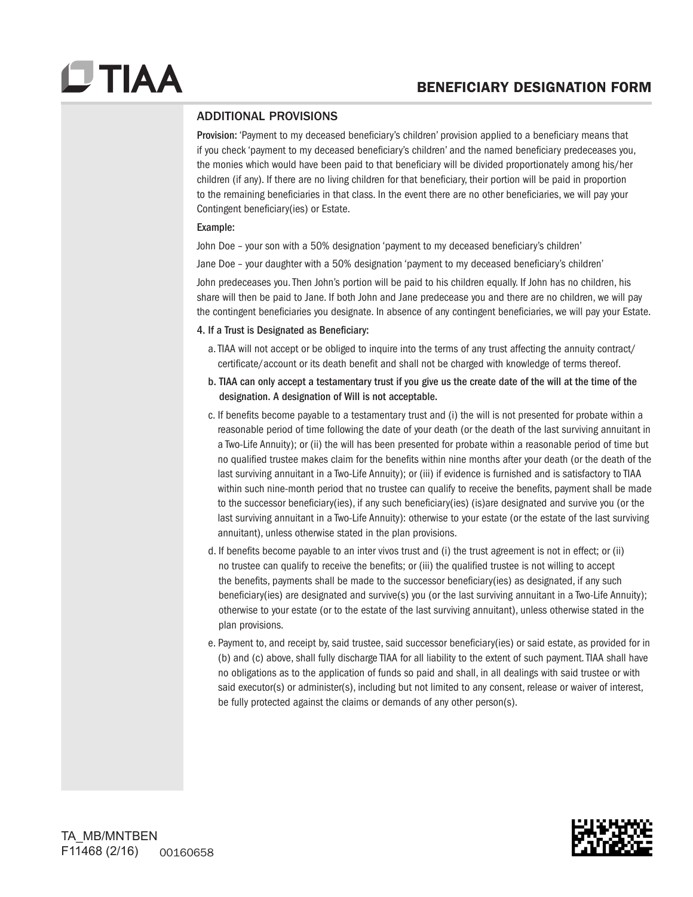## ADDITIONAL PROVISIONS

**Provision:** 'Payment to my deceased beneficiary's children' provision applied to a beneficiary means that if you check 'payment to my deceased beneficiary's children' and the named beneficiary predeceases you, the monies which would have been paid to that beneficiary will be divided proportionately among his/her children (if any). If there are no living children for that beneficiary, their portion will be paid in proportion to the remaining beneficiaries in that class. In the event there are no other beneficiaries, we will pay your Contingent beneficiary(ies) or Estate.

**Example:**

John Doe – your son with a 50% designation 'payment to my deceased beneficiary's children'

Jane Doe – your daughter with a 50% designation 'payment to my deceased beneficiary's children'

John predeceases you. Then John's portion will be paid to his children equally. If John has no children, his share will then be paid to Jane. If both John and Jane predecease you and there are no children, we will pay the contingent beneficiaries you designate. In absence of any contingent beneficiaries, we will pay your Estate.

**4. If a Trust is Designated as Beneficiary:**

a. TIAA will not accept or be obliged to inquire into the terms of any trust affecting the annuity contract/certificate/account or its death benefit and shall not be charged with knowledge of terms thereof.

**b. TIAA can only accept a testamentary trust if you give us the create date of the will at the time of the designation. A designation of Will is not acceptable.**

c. If benefits become payable to a testamentary trust and (i) the will is not presented for probate within a reasonable period of time following the date of your death (or the death of the last surviving annuitant in a Two-Life Annuity); or (ii) the will has been presented for probate within a reasonable period of time but no qualified trustee makes claim for the benefits within nine months after your death (or the death of the last surviving annuitant in a Two-Life Annuity); or (iii) if evidence is furnished and is satisfactory to TIAA within such nine-month period that no trustee can qualify to receive the benefits, payment shall be made to the successor beneficiary(ies), if any such beneficiary(ies) (is)are designated and survive you (or the last surviving annuitant in a Two-Life Annuity): otherwise to your estate (or the estate of the last surviving annuitant), unless otherwise stated in the plan provisions.

d. If benefits become payable to an inter vivos trust and (i) the trust agreement is not in effect; or (ii) no trustee can qualify to receive the benefits; or (iii) the qualified trustee is not willing to accept the benefits, payments shall be made to the successor beneficiary(ies) as designated, if any such beneficiary(ies) are designated and survive(s) you (or the last surviving annuitant in a Two-Life Annuity); otherwise to your estate (or to the estate of the last surviving annuitant), unless otherwise stated in the plan provisions.

e. Payment to, and receipt by, said trustee, said successor beneficiary(ies) or said estate, as provided for in (b) and (c) above, shall fully discharge TIAA for all liability to the extent of such payment. TIAA shall have no obligations as to the application of funds so paid and shall, in all dealings with said trustee or with said executor(s) or administer(s), including but not limited to any consent, release or waiver of interest, be fully protected against the claims or demands of any other person(s).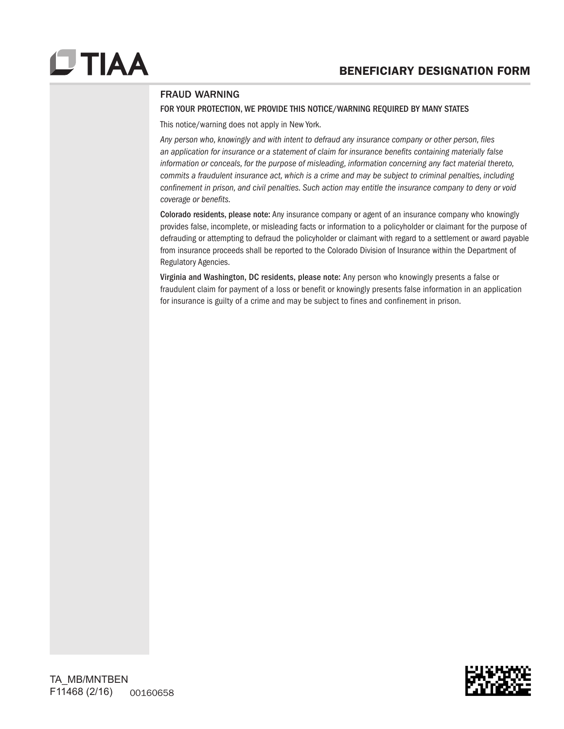## FRAUD WARNING

### FOR YOUR PROTECTION, WE PROVIDE THIS NOTICE/WARNING REQUIRED BY MANY STATES

This notice/warning does not apply in New York.

*Any person who, knowingly and with intent to defraud any insurance company or other person, files an application for insurance or a statement of claim for insurance benefits containing materially false information or conceals, for the purpose of misleading, information concerning any fact material thereto, commits a fraudulent insurance act, which is a crime and may be subject to criminal penalties, including confinement in prison, and civil penalties. Such action may entitle the insurance company to deny or void coverage or benefits.*

**Colorado residents, please note:** Any insurance company or agent of an insurance company who knowingly provides false, incomplete, or misleading facts or information to a policyholder or claimant for the purpose of defrauding or attempting to defraud the policyholder or claimant with regard to a settlement or award payable from insurance proceeds shall be reported to the Colorado Division of Insurance within the Department of Regulatory Agencies.

**Virginia and Washington, DC residents, please note:** Any person who knowingly presents a false or fraudulent claim for payment of a loss or benefit or knowingly presents false information in an application for insurance is guilty of a crime and may be subject to fines and confinement in prison.

TA_MB/MNTBEN
F11468 (2/16) 00160658